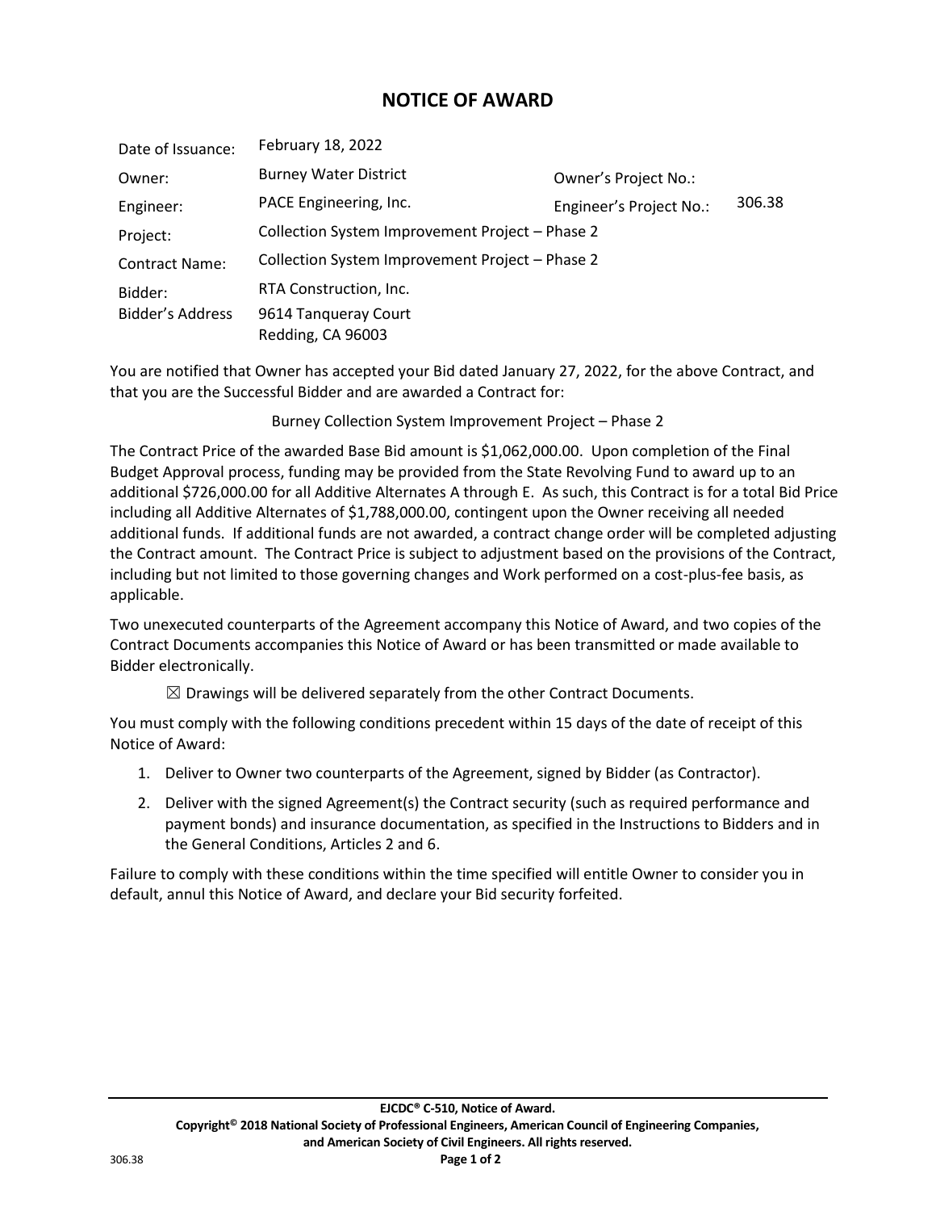# NOTICE OF AWARD

| | | | |
|---|---|---|---|
| Date of Issuance: | February 18, 2022 | | |
| Owner: | Burney Water District | Owner's Project No.: | |
| Engineer: | PACE Engineering, Inc. | Engineer's Project No.: | 306.38 |
| Project: | Collection System Improvement Project – Phase 2 | | |
| Contract Name: | Collection System Improvement Project – Phase 2 | | |
| Bidder: | RTA Construction, Inc. | | |
| Bidder's Address | 9614 Tanqueray Court<br>Redding, CA 96003 | | |

You are notified that Owner has accepted your Bid dated January 27, 2022, for the above Contract, and that you are the Successful Bidder and are awarded a Contract for:

Burney Collection System Improvement Project – Phase 2

The Contract Price of the awarded Base Bid amount is $1,062,000.00. Upon completion of the Final Budget Approval process, funding may be provided from the State Revolving Fund to award up to an additional $726,000.00 for all Additive Alternates A through E. As such, this Contract is for a total Bid Price including all Additive Alternates of $1,788,000.00, contingent upon the Owner receiving all needed additional funds. If additional funds are not awarded, a contract change order will be completed adjusting the Contract amount. The Contract Price is subject to adjustment based on the provisions of the Contract, including but not limited to those governing changes and Work performed on a cost-plus-fee basis, as applicable.

Two unexecuted counterparts of the Agreement accompany this Notice of Award, and two copies of the Contract Documents accompanies this Notice of Award or has been transmitted or made available to Bidder electronically.

☒ Drawings will be delivered separately from the other Contract Documents.

You must comply with the following conditions precedent within 15 days of the date of receipt of this Notice of Award:

1. Deliver to Owner two counterparts of the Agreement, signed by Bidder (as Contractor).
2. Deliver with the signed Agreement(s) the Contract security (such as required performance and payment bonds) and insurance documentation, as specified in the Instructions to Bidders and in the General Conditions, Articles 2 and 6.

Failure to comply with these conditions within the time specified will entitle Owner to consider you in default, annul this Notice of Award, and declare your Bid security forfeited.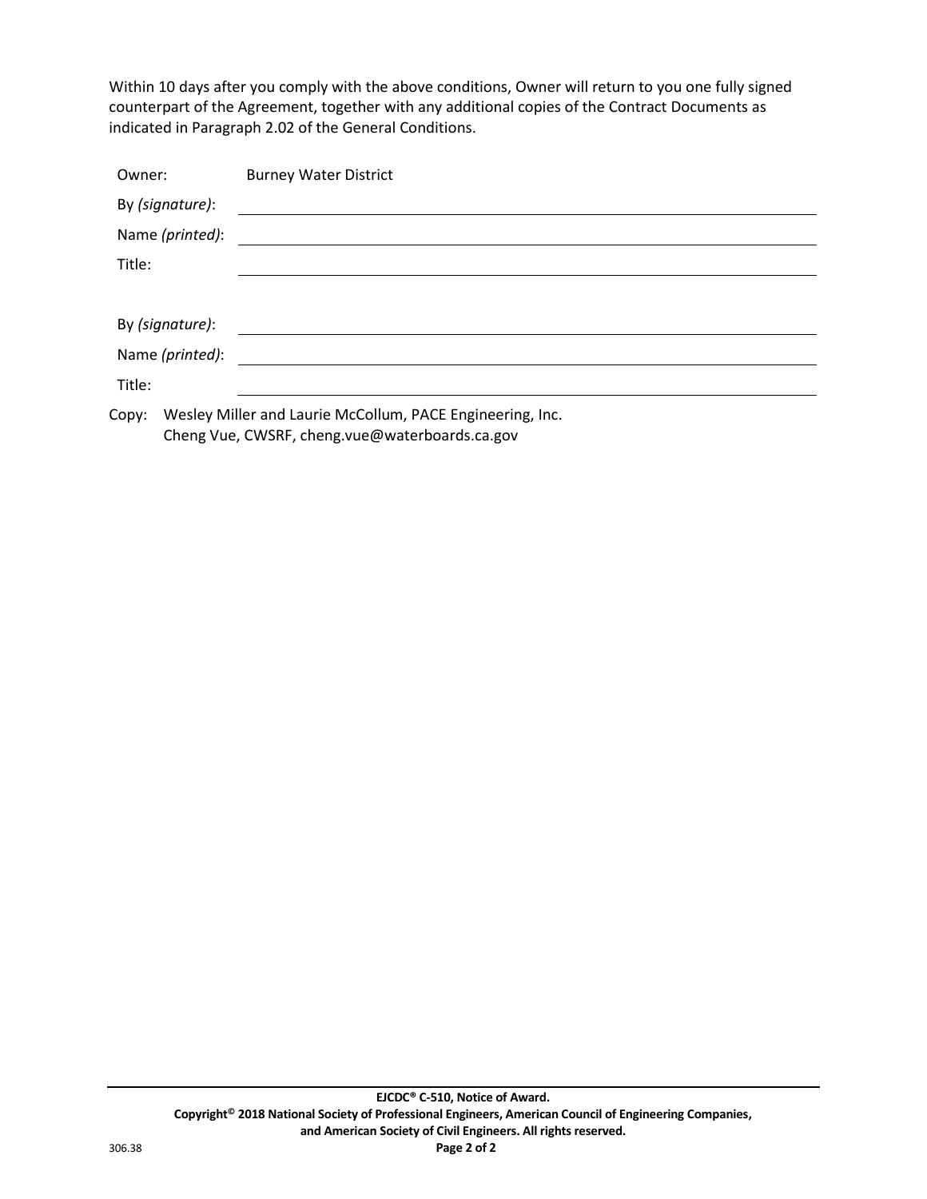Within 10 days after you comply with the above conditions, Owner will return to you one fully signed counterpart of the Agreement, together with any additional copies of the Contract Documents as indicated in Paragraph 2.02 of the General Conditions.

| | |
|---|---|
| Owner: | Burney Water District |
| By *(signature)*: | |
| Name *(printed)*: | |
| Title: | |
| | |
| By *(signature)*: | |
| Name *(printed)*: | |
| Title: | |

Copy: Wesley Miller and Laurie McCollum, PACE Engineering, Inc.
Cheng Vue, CWSRF, cheng.vue@waterboards.ca.gov

**EJCDC® C-510, Notice of Award.**
**Copyright© 2018 National Society of Professional Engineers, American Council of Engineering Companies, and American Society of Civil Engineers. All rights reserved.**

306.38